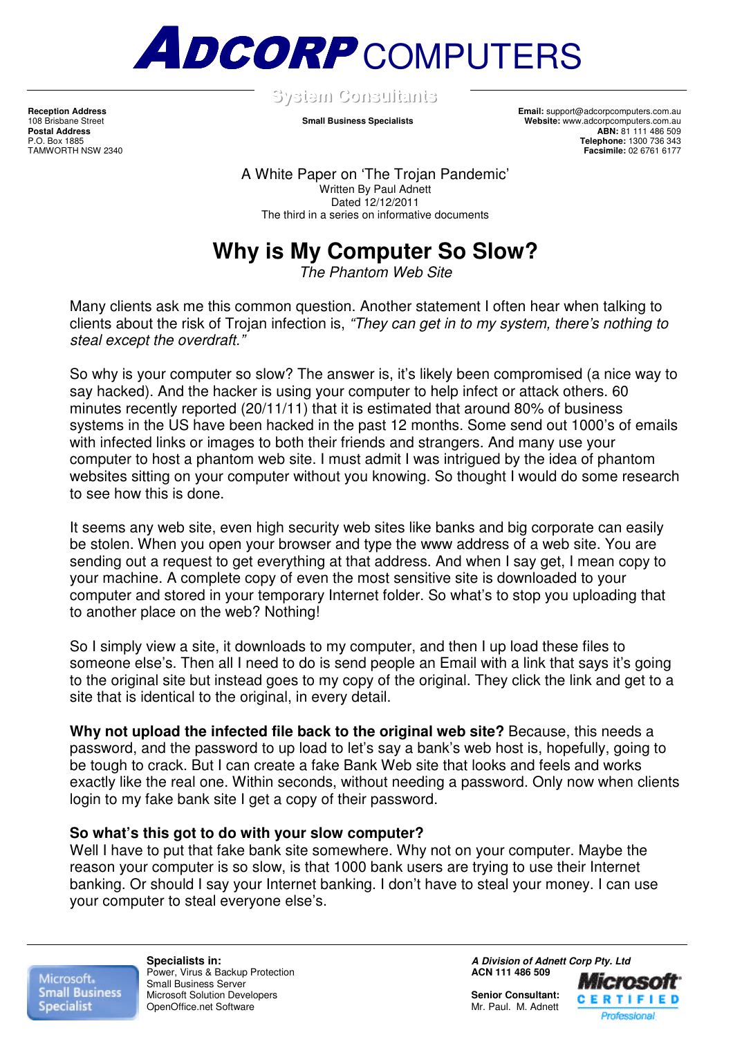# ADCORP COMPUTERS

System Consultants

**Reception Address**
108 Brisbane Street
**Postal Address**
P.O. Box 1885
TAMWORTH NSW 2340

**Small Business Specialists**

**Email:** support@adcorpcomputers.com.au
**Website:** www.adcorpcomputers.com.au
**ABN:** 81 111 486 509
**Telephone:** 1300 736 343
**Facsimile:** 02 6761 6177

A White Paper on 'The Trojan Pandemic'
Written By Paul Adnett
Dated 12/12/2011
The third in a series on informative documents

# Why is My Computer So Slow?

*The Phantom Web Site*

Many clients ask me this common question. Another statement I often hear when talking to clients about the risk of Trojan infection is, *"They can get in to my system, there's nothing to steal except the overdraft."*

So why is your computer so slow? The answer is, it's likely been compromised (a nice way to say hacked). And the hacker is using your computer to help infect or attack others. 60 minutes recently reported (20/11/11) that it is estimated that around 80% of business systems in the US have been hacked in the past 12 months. Some send out 1000's of emails with infected links or images to both their friends and strangers. And many use your computer to host a phantom web site. I must admit I was intrigued by the idea of phantom websites sitting on your computer without you knowing. So thought I would do some research to see how this is done.

It seems any web site, even high security web sites like banks and big corporate can easily be stolen. When you open your browser and type the www address of a web site. You are sending out a request to get everything at that address. And when I say get, I mean copy to your machine. A complete copy of even the most sensitive site is downloaded to your computer and stored in your temporary Internet folder. So what's to stop you uploading that to another place on the web? Nothing!

So I simply view a site, it downloads to my computer, and then I up load these files to someone else's. Then all I need to do is send people an Email with a link that says it's going to the original site but instead goes to my copy of the original. They click the link and get to a site that is identical to the original, in every detail.

**Why not upload the infected file back to the original web site?** Because, this needs a password, and the password to up load to let's say a bank's web host is, hopefully, going to be tough to crack. But I can create a fake Bank Web site that looks and feels and works exactly like the real one. Within seconds, without needing a password. Only now when clients login to my fake bank site I get a copy of their password.

**So what's this got to do with your slow computer?**
Well I have to put that fake bank site somewhere. Why not on your computer. Maybe the reason your computer is so slow, is that 1000 bank users are trying to use their Internet banking. Or should I say your Internet banking. I don't have to steal your money. I can use your computer to steal everyone else's.

Microsoft Small Business Specialist

**Specialists in:**
Power, Virus & Backup Protection
Small Business Server
Microsoft Solution Developers
OpenOffice.net Software

***A Division of Adnett Corp Pty. Ltd***
**ACN 111 486 509**

**Senior Consultant:**
Mr. Paul. M. Adnett

Microsoft CERTIFIED Professional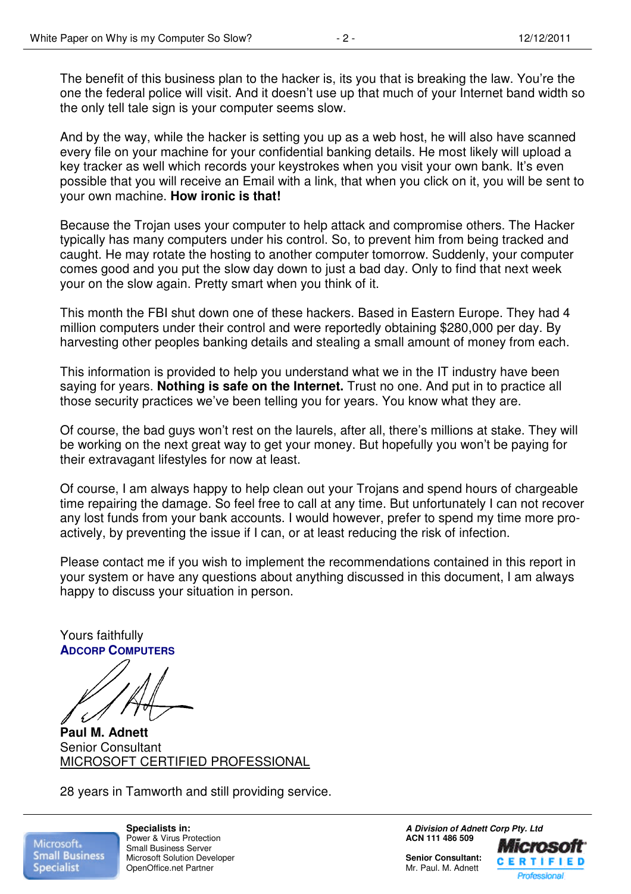The benefit of this business plan to the hacker is, its you that is breaking the law. You're the one the federal police will visit. And it doesn't use up that much of your Internet band width so the only tell tale sign is your computer seems slow.

And by the way, while the hacker is setting you up as a web host, he will also have scanned every file on your machine for your confidential banking details. He most likely will upload a key tracker as well which records your keystrokes when you visit your own bank. It's even possible that you will receive an Email with a link, that when you click on it, you will be sent to your own machine. **How ironic is that!**

Because the Trojan uses your computer to help attack and compromise others. The Hacker typically has many computers under his control. So, to prevent him from being tracked and caught. He may rotate the hosting to another computer tomorrow. Suddenly, your computer comes good and you put the slow day down to just a bad day. Only to find that next week your on the slow again. Pretty smart when you think of it.

This month the FBI shut down one of these hackers. Based in Eastern Europe. They had 4 million computers under their control and were reportedly obtaining $280,000 per day. By harvesting other peoples banking details and stealing a small amount of money from each.

This information is provided to help you understand what we in the IT industry have been saying for years. **Nothing is safe on the Internet.** Trust no one. And put in to practice all those security practices we've been telling you for years. You know what they are.

Of course, the bad guys won't rest on the laurels, after all, there's millions at stake. They will be working on the next great way to get your money. But hopefully you won't be paying for their extravagant lifestyles for now at least.

Of course, I am always happy to help clean out your Trojans and spend hours of chargeable time repairing the damage. So feel free to call at any time. But unfortunately I can not recover any lost funds from your bank accounts. I would however, prefer to spend my time more pro-actively, by preventing the issue if I can, or at least reducing the risk of infection.

Please contact me if you wish to implement the recommendations contained in this report in your system or have any questions about anything discussed in this document, I am always happy to discuss your situation in person.

Yours faithfully
**ADCORP COMPUTERS**

**Paul M. Adnett**
Senior Consultant
MICROSOFT CERTIFIED PROFESSIONAL

28 years in Tamworth and still providing service.

Microsoft Small Business Specialist

**Specialists in:**
Power & Virus Protection
Small Business Server
Microsoft Solution Developer
OpenOffice.net Partner

***A Division of Adnett Corp Pty. Ltd***
**ACN 111 486 509**

**Senior Consultant:**
Mr. Paul. M. Adnett

Microsoft CERTIFIED Professional